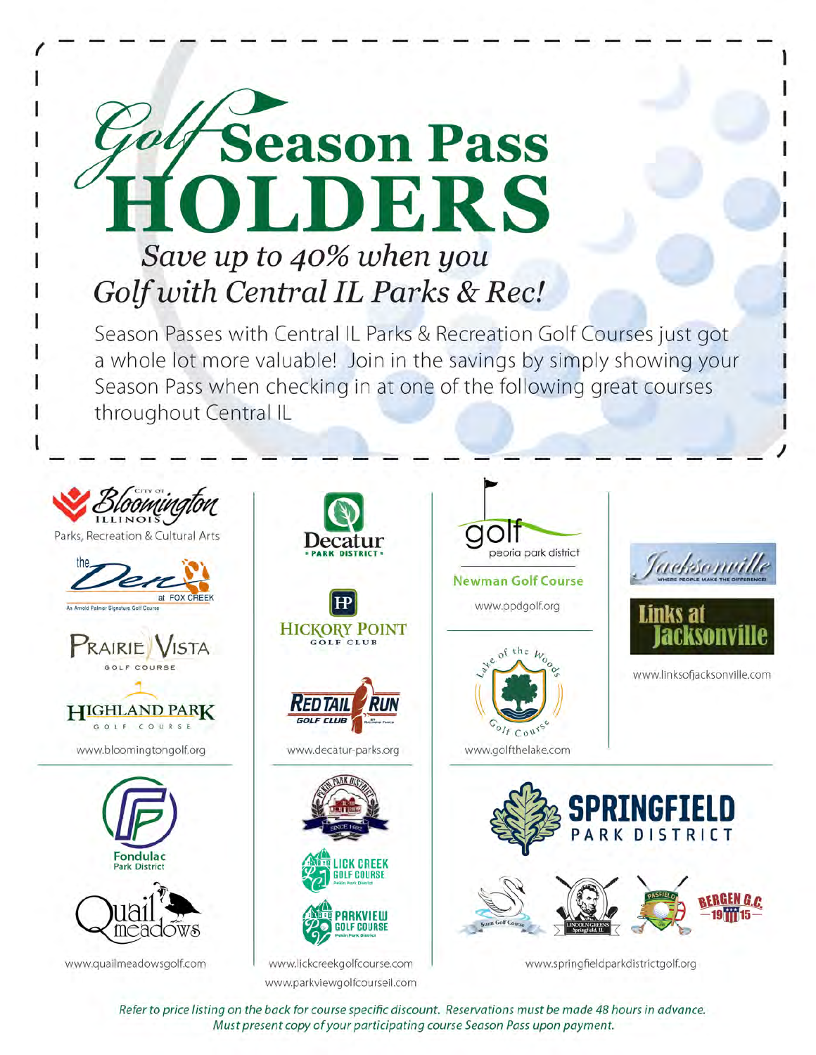# Golf Season Pass HOLDERS

## *Save up to 40% when you Golf with Central IL Parks & Rec!*

Season Passes with Central IL Parks & Recreation Golf Courses just got a whole lot more valuable! Join in the savings by simply showing your Season Pass when checking in at one of the following great courses throughout Central IL

**City of Bloomington Illinois** — Parks, Recreation & Cultural Arts

- The Den at Fox Creek — An Arnold Palmer Signature Golf Course
- Prairie Vista Golf Course
- Highland Park Golf Course

www.bloomingtongolf.org

**Decatur Park District**

- Hickory Point Golf Club
- Red Tail Run Golf Club

www.decatur-parks.org

**golf peoria park district**

- Newman Golf Course

www.ppdgolf.org

- Lake of the Woods Golf Course

www.golfthelake.com

**Jacksonville** — Where People Make the Difference!

- Links at Jacksonville

www.linksofjacksonville.com

**Fondulac Park District**

- Quail Meadows

www.quailmeadowsgolf.com

**Pekin Park District** — Since 1902

- Lick Creek Golf Course
- Parkview Golf Course

www.lickcreekgolfcourse.com

www.parkviewgolfcourseil.com

**Springfield Park District**

- Bunn Golf Course
- Lincoln Greens, Springfield, IL
- Pasfield
- Bergen G.C. 1915

www.springfieldparkdistrictgolf.org

*Refer to price listing on the back for course specific discount. Reservations must be made 48 hours in advance. Must present copy of your participating course Season Pass upon payment.*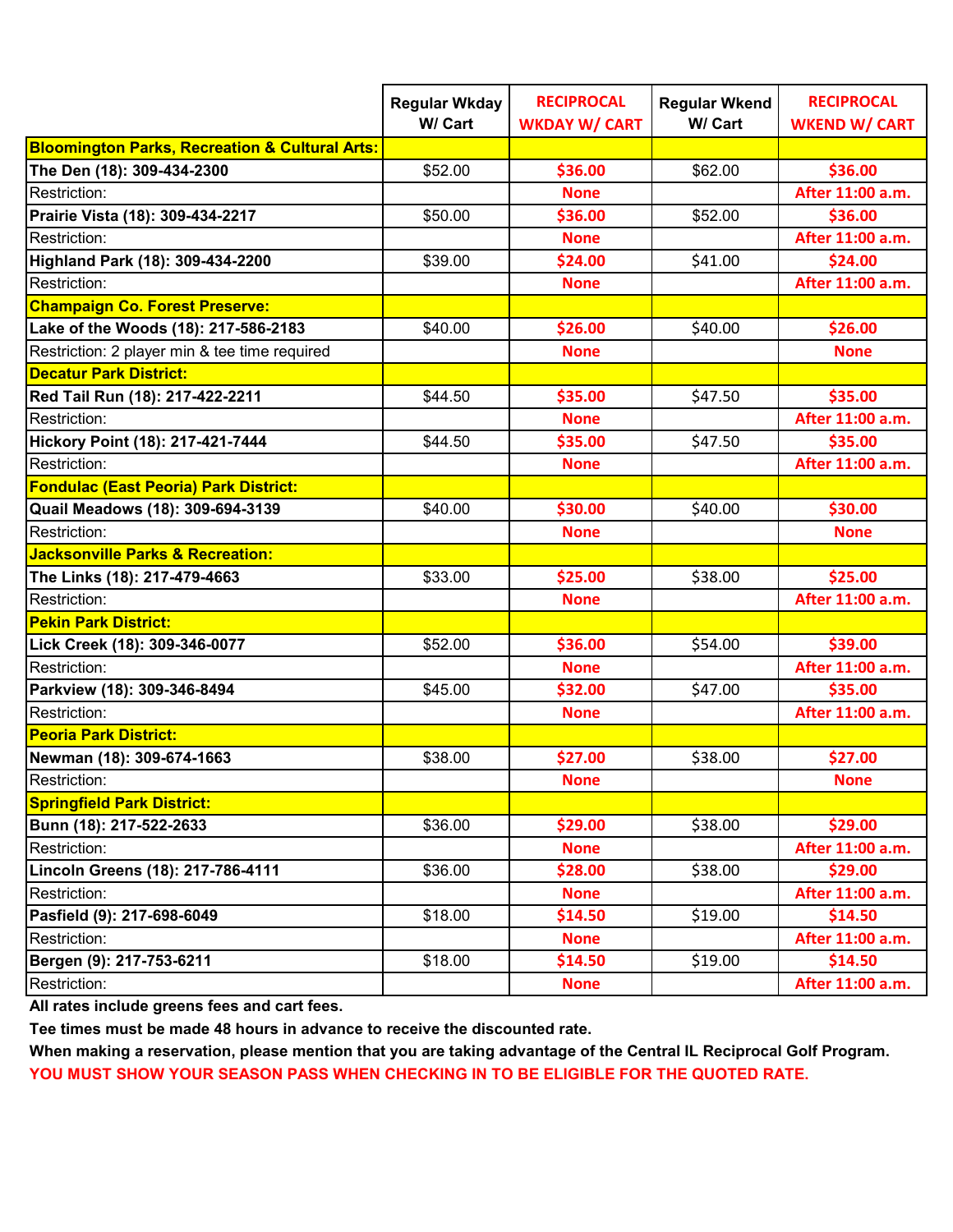| | Regular Wkday W/ Cart | RECIPROCAL WKDAY W/ CART | Regular Wkend W/ Cart | RECIPROCAL WKEND W/ CART |
|---|---|---|---|---|
| **Bloomington Parks, Recreation & Cultural Arts:** | | | | |
| **The Den (18): 309-434-2300** | $52.00 | **$36.00** | $62.00 | **$36.00** |
| Restriction: | | **None** | | **After 11:00 a.m.** |
| **Prairie Vista (18): 309-434-2217** | $50.00 | **$36.00** | $52.00 | **$36.00** |
| Restriction: | | **None** | | **After 11:00 a.m.** |
| **Highland Park (18): 309-434-2200** | $39.00 | **$24.00** | $41.00 | **$24.00** |
| Restriction: | | **None** | | **After 11:00 a.m.** |
| **Champaign Co. Forest Preserve:** | | | | |
| **Lake of the Woods (18): 217-586-2183** | $40.00 | **$26.00** | $40.00 | **$26.00** |
| Restriction: 2 player min & tee time required | | **None** | | **None** |
| **Decatur Park District:** | | | | |
| **Red Tail Run (18): 217-422-2211** | $44.50 | **$35.00** | $47.50 | **$35.00** |
| Restriction: | | **None** | | **After 11:00 a.m.** |
| **Hickory Point (18): 217-421-7444** | $44.50 | **$35.00** | $47.50 | **$35.00** |
| Restriction: | | **None** | | **After 11:00 a.m.** |
| **Fondulac (East Peoria) Park District:** | | | | |
| **Quail Meadows (18): 309-694-3139** | $40.00 | **$30.00** | $40.00 | **$30.00** |
| Restriction: | | **None** | | **None** |
| **Jacksonville Parks & Recreation:** | | | | |
| **The Links (18): 217-479-4663** | $33.00 | **$25.00** | $38.00 | **$25.00** |
| Restriction: | | **None** | | **After 11:00 a.m.** |
| **Pekin Park District:** | | | | |
| **Lick Creek (18): 309-346-0077** | $52.00 | **$36.00** | $54.00 | **$39.00** |
| Restriction: | | **None** | | **After 11:00 a.m.** |
| **Parkview (18): 309-346-8494** | $45.00 | **$32.00** | $47.00 | **$35.00** |
| Restriction: | | **None** | | **After 11:00 a.m.** |
| **Peoria Park District:** | | | | |
| **Newman (18): 309-674-1663** | $38.00 | **$27.00** | $38.00 | **$27.00** |
| Restriction: | | **None** | | **None** |
| **Springfield Park District:** | | | | |
| **Bunn (18): 217-522-2633** | $36.00 | **$29.00** | $38.00 | **$29.00** |
| Restriction: | | **None** | | **After 11:00 a.m.** |
| **Lincoln Greens (18): 217-786-4111** | $36.00 | **$28.00** | $38.00 | **$29.00** |
| Restriction: | | **None** | | **After 11:00 a.m.** |
| **Pasfield (9): 217-698-6049** | $18.00 | **$14.50** | $19.00 | **$14.50** |
| Restriction: | | **None** | | **After 11:00 a.m.** |
| **Bergen (9): 217-753-6211** | $18.00 | **$14.50** | $19.00 | **$14.50** |
| Restriction: | | **None** | | **After 11:00 a.m.** |

**All rates include greens fees and cart fees.**

**Tee times must be made 48 hours in advance to receive the discounted rate.**

**When making a reservation, please mention that you are taking advantage of the Central IL Reciprocal Golf Program.**

**YOU MUST SHOW YOUR SEASON PASS WHEN CHECKING IN TO BE ELIGIBLE FOR THE QUOTED RATE.**